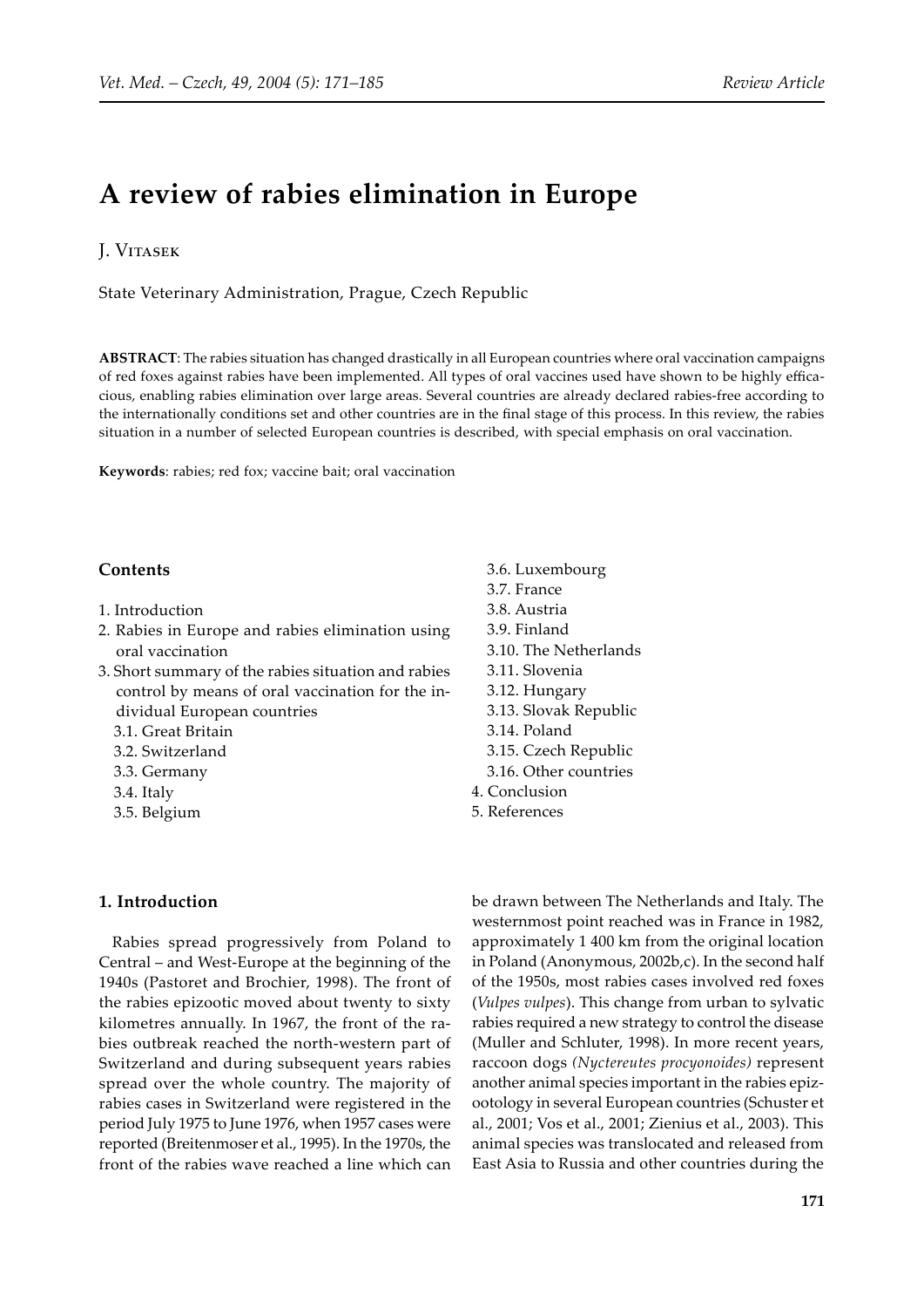Review Article

# A review of rabies elimination in Europe

J. Vitasek

State Veterinary Administration, Prague, Czech Republic

**ABSTRACT**: The rabies situation has changed drastically in all European countries where oral vaccination campaigns of red foxes against rabies have been implemented. All types of oral vaccines used have shown to be highly efficacious, enabling rabies elimination over large areas. Several countries are already declared rabies-free according to the internationally conditions set and other countries are in the final stage of this process. In this review, the rabies situation in a number of selected European countries is described, with special emphasis on oral vaccination.

**Keywords**: rabies; red fox; vaccine bait; oral vaccination

## Contents

1. Introduction
2. Rabies in Europe and rabies elimination using oral vaccination
3. Short summary of the rabies situation and rabies control by means of oral vaccination for the individual European countries
   - 3.1. Great Britain
   - 3.2. Switzerland
   - 3.3. Germany
   - 3.4. Italy
   - 3.5. Belgium
   - 3.6. Luxembourg
   - 3.7. France
   - 3.8. Austria
   - 3.9. Finland
   - 3.10. The Netherlands
   - 3.11. Slovenia
   - 3.12. Hungary
   - 3.13. Slovak Republic
   - 3.14. Poland
   - 3.15. Czech Republic
   - 3.16. Other countries
4. Conclusion
5. References

## 1. Introduction

Rabies spread progressively from Poland to Central – and West-Europe at the beginning of the 1940s (Pastoret and Brochier, 1998). The front of the rabies epizootic moved about twenty to sixty kilometres annually. In 1967, the front of the rabies outbreak reached the north-western part of Switzerland and during subsequent years rabies spread over the whole country. The majority of rabies cases in Switzerland were registered in the period July 1975 to June 1976, when 1957 cases were reported (Breitenmoser et al., 1995). In the 1970s, the front of the rabies wave reached a line which can be drawn between The Netherlands and Italy. The westernmost point reached was in France in 1982, approximately 1 400 km from the original location in Poland (Anonymous, 2002b,c). In the second half of the 1950s, most rabies cases involved red foxes (*Vulpes vulpes*). This change from urban to sylvatic rabies required a new strategy to control the disease (Muller and Schluter, 1998). In more recent years, raccoon dogs *(Nyctereutes procyonoides)* represent another animal species important in the rabies epizootology in several European countries (Schuster et al., 2001; Vos et al., 2001; Zienius et al., 2003). This animal species was translocated and released from East Asia to Russia and other countries during the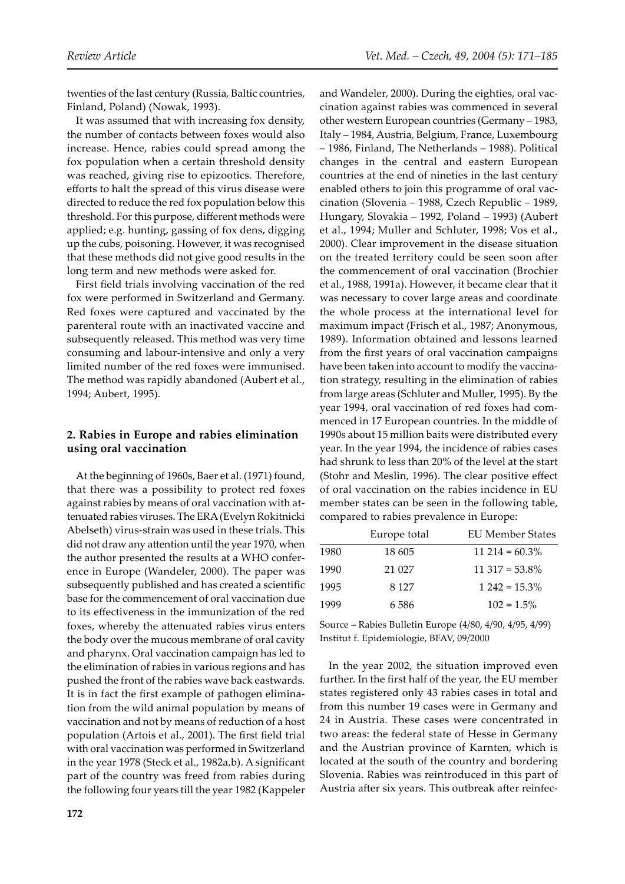twenties of the last century (Russia, Baltic countries, Finland, Poland) (Nowak, 1993).

It was assumed that with increasing fox density, the number of contacts between foxes would also increase. Hence, rabies could spread among the fox population when a certain threshold density was reached, giving rise to epizootics. Therefore, efforts to halt the spread of this virus disease were directed to reduce the red fox population below this threshold. For this purpose, different methods were applied; e.g. hunting, gassing of fox dens, digging up the cubs, poisoning. However, it was recognised that these methods did not give good results in the long term and new methods were asked for.

First field trials involving vaccination of the red fox were performed in Switzerland and Germany. Red foxes were captured and vaccinated by the parenteral route with an inactivated vaccine and subsequently released. This method was very time consuming and labour-intensive and only a very limited number of the red foxes were immunised. The method was rapidly abandoned (Aubert et al., 1994; Aubert, 1995).

## 2. Rabies in Europe and rabies elimination using oral vaccination

At the beginning of 1960s, Baer et al. (1971) found, that there was a possibility to protect red foxes against rabies by means of oral vaccination with attenuated rabies viruses. The ERA (Evelyn Rokitnicki Abelseth) virus-strain was used in these trials. This did not draw any attention until the year 1970, when the author presented the results at a WHO conference in Europe (Wandeler, 2000). The paper was subsequently published and has created a scientific base for the commencement of oral vaccination due to its effectiveness in the immunization of the red foxes, whereby the attenuated rabies virus enters the body over the mucous membrane of oral cavity and pharynx. Oral vaccination campaign has led to the elimination of rabies in various regions and has pushed the front of the rabies wave back eastwards. It is in fact the first example of pathogen elimination from the wild animal population by means of vaccination and not by means of reduction of a host population (Artois et al., 2001). The first field trial with oral vaccination was performed in Switzerland in the year 1978 (Steck et al., 1982a,b). A significant part of the country was freed from rabies during the following four years till the year 1982 (Kappeler and Wandeler, 2000). During the eighties, oral vaccination against rabies was commenced in several other western European countries (Germany – 1983, Italy – 1984, Austria, Belgium, France, Luxembourg – 1986, Finland, The Netherlands – 1988). Political changes in the central and eastern European countries at the end of nineties in the last century enabled others to join this programme of oral vaccination (Slovenia – 1988, Czech Republic – 1989, Hungary, Slovakia – 1992, Poland – 1993) (Aubert et al., 1994; Muller and Schluter, 1998; Vos et al., 2000). Clear improvement in the disease situation on the treated territory could be seen soon after the commencement of oral vaccination (Brochier et al., 1988, 1991a). However, it became clear that it was necessary to cover large areas and coordinate the whole process at the international level for maximum impact (Frisch et al., 1987; Anonymous, 1989). Information obtained and lessons learned from the first years of oral vaccination campaigns have been taken into account to modify the vaccination strategy, resulting in the elimination of rabies from large areas (Schluter and Muller, 1995). By the year 1994, oral vaccination of red foxes had commenced in 17 European countries. In the middle of 1990s about 15 million baits were distributed every year. In the year 1994, the incidence of rabies cases had shrunk to less than 20% of the level at the start (Stohr and Meslin, 1996). The clear positive effect of oral vaccination on the rabies incidence in EU member states can be seen in the following table, compared to rabies prevalence in Europe:

| | Europe total | EU Member States |
|---|---|---|
| 1980 | 18 605 | 11 214 = 60.3% |
| 1990 | 21 027 | 11 317 = 53.8% |
| 1995 | 8 127 | 1 242 = 15.3% |
| 1999 | 6 586 | 102 = 1.5% |

Source – Rabies Bulletin Europe (4/80, 4/90, 4/95, 4/99) Institut f. Epidemiologie, BFAV, 09/2000

In the year 2002, the situation improved even further. In the first half of the year, the EU member states registered only 43 rabies cases in total and from this number 19 cases were in Germany and 24 in Austria. These cases were concentrated in two areas: the federal state of Hesse in Germany and the Austrian province of Karnten, which is located at the south of the country and bordering Slovenia. Rabies was reintroduced in this part of Austria after six years. This outbreak after reinfec-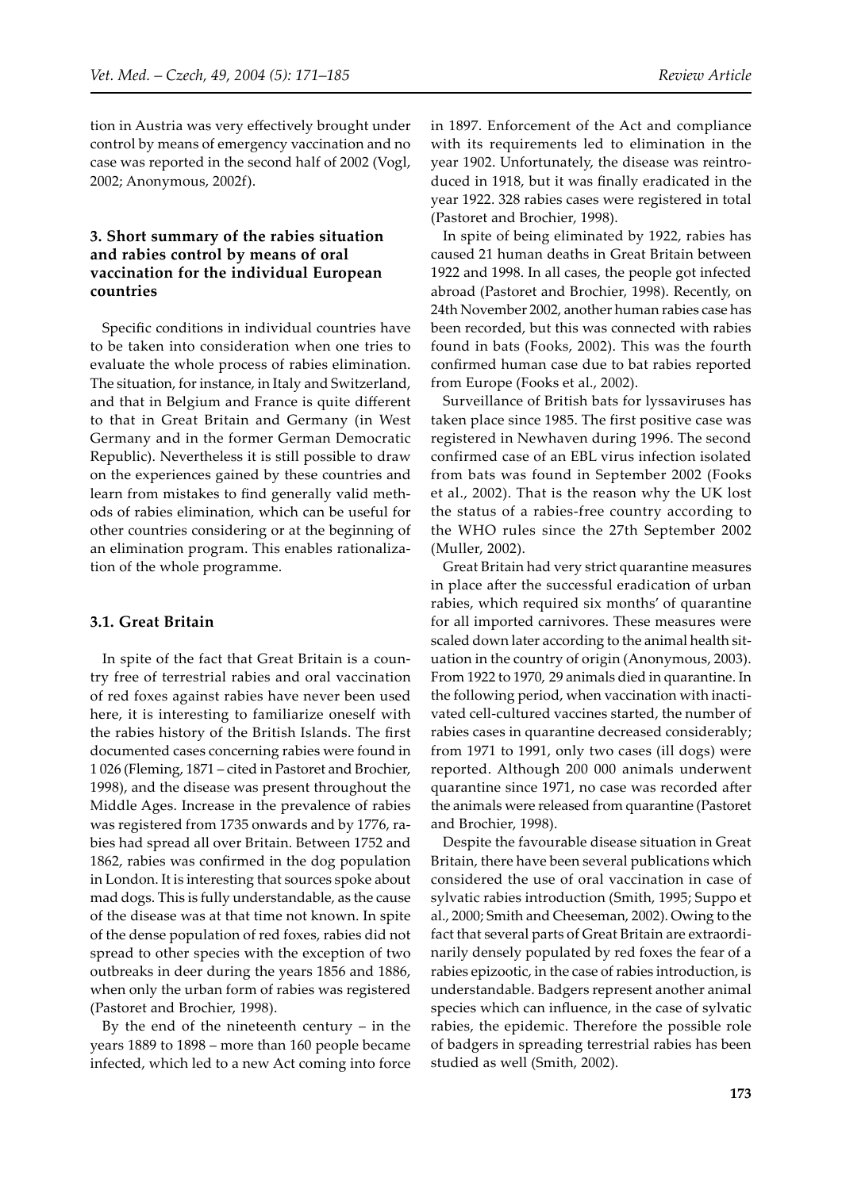tion in Austria was very effectively brought under control by means of emergency vaccination and no case was reported in the second half of 2002 (Vogl, 2002; Anonymous, 2002f).

## 3. Short summary of the rabies situation and rabies control by means of oral vaccination for the individual European countries

Specific conditions in individual countries have to be taken into consideration when one tries to evaluate the whole process of rabies elimination. The situation, for instance, in Italy and Switzerland, and that in Belgium and France is quite different to that in Great Britain and Germany (in West Germany and in the former German Democratic Republic). Nevertheless it is still possible to draw on the experiences gained by these countries and learn from mistakes to find generally valid methods of rabies elimination, which can be useful for other countries considering or at the beginning of an elimination program. This enables rationalization of the whole programme.

### 3.1. Great Britain

In spite of the fact that Great Britain is a country free of terrestrial rabies and oral vaccination of red foxes against rabies have never been used here, it is interesting to familiarize oneself with the rabies history of the British Islands. The first documented cases concerning rabies were found in 1 026 (Fleming, 1871 – cited in Pastoret and Brochier, 1998), and the disease was present throughout the Middle Ages. Increase in the prevalence of rabies was registered from 1735 onwards and by 1776, rabies had spread all over Britain. Between 1752 and 1862, rabies was confirmed in the dog population in London. It is interesting that sources spoke about mad dogs. This is fully understandable, as the cause of the disease was at that time not known. In spite of the dense population of red foxes, rabies did not spread to other species with the exception of two outbreaks in deer during the years 1856 and 1886, when only the urban form of rabies was registered (Pastoret and Brochier, 1998).

By the end of the nineteenth century – in the years 1889 to 1898 – more than 160 people became infected, which led to a new Act coming into force in 1897. Enforcement of the Act and compliance with its requirements led to elimination in the year 1902. Unfortunately, the disease was reintroduced in 1918, but it was finally eradicated in the year 1922. 328 rabies cases were registered in total (Pastoret and Brochier, 1998).

In spite of being eliminated by 1922, rabies has caused 21 human deaths in Great Britain between 1922 and 1998. In all cases, the people got infected abroad (Pastoret and Brochier, 1998). Recently, on 24th November 2002, another human rabies case has been recorded, but this was connected with rabies found in bats (Fooks, 2002). This was the fourth confirmed human case due to bat rabies reported from Europe (Fooks et al., 2002).

Surveillance of British bats for lyssaviruses has taken place since 1985. The first positive case was registered in Newhaven during 1996. The second confirmed case of an EBL virus infection isolated from bats was found in September 2002 (Fooks et al., 2002). That is the reason why the UK lost the status of a rabies-free country according to the WHO rules since the 27th September 2002 (Muller, 2002).

Great Britain had very strict quarantine measures in place after the successful eradication of urban rabies, which required six months' of quarantine for all imported carnivores. These measures were scaled down later according to the animal health situation in the country of origin (Anonymous, 2003). From 1922 to 1970, 29 animals died in quarantine. In the following period, when vaccination with inactivated cell-cultured vaccines started, the number of rabies cases in quarantine decreased considerably; from 1971 to 1991, only two cases (ill dogs) were reported. Although 200 000 animals underwent quarantine since 1971, no case was recorded after the animals were released from quarantine (Pastoret and Brochier, 1998).

Despite the favourable disease situation in Great Britain, there have been several publications which considered the use of oral vaccination in case of sylvatic rabies introduction (Smith, 1995; Suppo et al., 2000; Smith and Cheeseman, 2002). Owing to the fact that several parts of Great Britain are extraordinarily densely populated by red foxes the fear of a rabies epizootic, in the case of rabies introduction, is understandable. Badgers represent another animal species which can influence, in the case of sylvatic rabies, the epidemic. Therefore the possible role of badgers in spreading terrestrial rabies has been studied as well (Smith, 2002).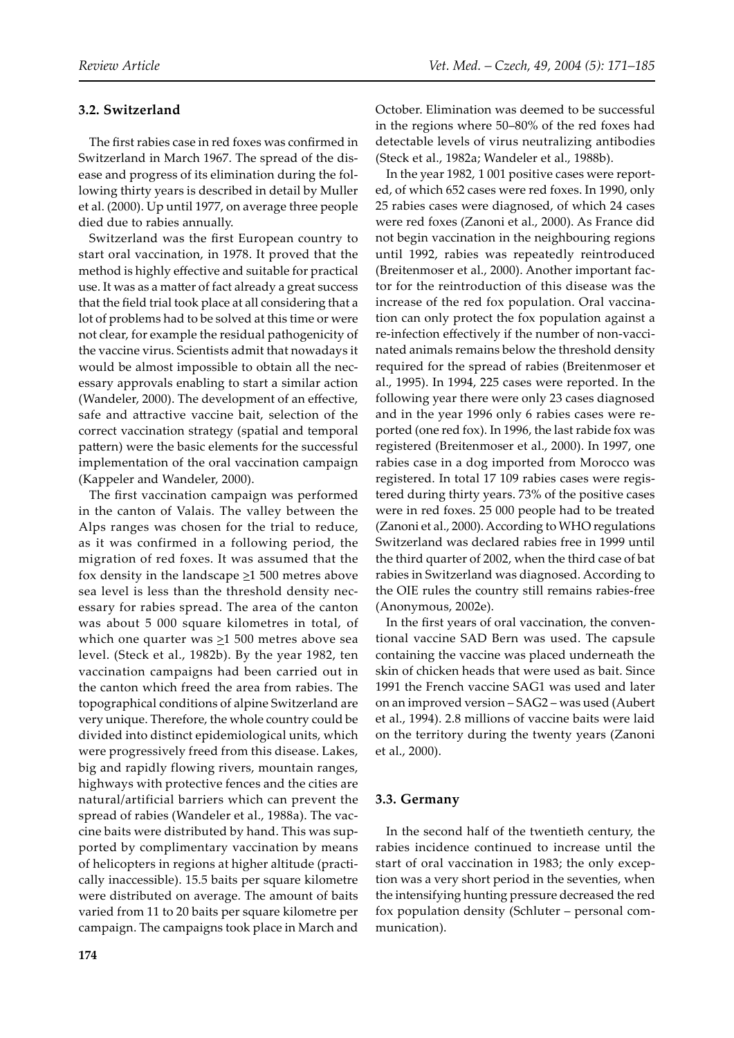### 3.2. Switzerland

The first rabies case in red foxes was confirmed in Switzerland in March 1967. The spread of the disease and progress of its elimination during the following thirty years is described in detail by Muller et al. (2000). Up until 1977, on average three people died due to rabies annually.

Switzerland was the first European country to start oral vaccination, in 1978. It proved that the method is highly effective and suitable for practical use. It was as a matter of fact already a great success that the field trial took place at all considering that a lot of problems had to be solved at this time or were not clear, for example the residual pathogenicity of the vaccine virus. Scientists admit that nowadays it would be almost impossible to obtain all the necessary approvals enabling to start a similar action (Wandeler, 2000). The development of an effective, safe and attractive vaccine bait, selection of the correct vaccination strategy (spatial and temporal pattern) were the basic elements for the successful implementation of the oral vaccination campaign (Kappeler and Wandeler, 2000).

The first vaccination campaign was performed in the canton of Valais. The valley between the Alps ranges was chosen for the trial to reduce, as it was confirmed in a following period, the migration of red foxes. It was assumed that the fox density in the landscape ≥1 500 metres above sea level is less than the threshold density necessary for rabies spread. The area of the canton was about 5 000 square kilometres in total, of which one quarter was ≥1 500 metres above sea level. (Steck et al., 1982b). By the year 1982, ten vaccination campaigns had been carried out in the canton which freed the area from rabies. The topographical conditions of alpine Switzerland are very unique. Therefore, the whole country could be divided into distinct epidemiological units, which were progressively freed from this disease. Lakes, big and rapidly flowing rivers, mountain ranges, highways with protective fences and the cities are natural/artificial barriers which can prevent the spread of rabies (Wandeler et al., 1988a). The vaccine baits were distributed by hand. This was supported by complimentary vaccination by means of helicopters in regions at higher altitude (practically inaccessible). 15.5 baits per square kilometre were distributed on average. The amount of baits varied from 11 to 20 baits per square kilometre per campaign. The campaigns took place in March and October. Elimination was deemed to be successful in the regions where 50–80% of the red foxes had detectable levels of virus neutralizing antibodies (Steck et al., 1982a; Wandeler et al., 1988b).

In the year 1982, 1 001 positive cases were reported, of which 652 cases were red foxes. In 1990, only 25 rabies cases were diagnosed, of which 24 cases were red foxes (Zanoni et al., 2000). As France did not begin vaccination in the neighbouring regions until 1992, rabies was repeatedly reintroduced (Breitenmoser et al., 2000). Another important factor for the reintroduction of this disease was the increase of the red fox population. Oral vaccination can only protect the fox population against a re-infection effectively if the number of non-vaccinated animals remains below the threshold density required for the spread of rabies (Breitenmoser et al., 1995). In 1994, 225 cases were reported. In the following year there were only 23 cases diagnosed and in the year 1996 only 6 rabies cases were reported (one red fox). In 1996, the last rabide fox was registered (Breitenmoser et al., 2000). In 1997, one rabies case in a dog imported from Morocco was registered. In total 17 109 rabies cases were registered during thirty years. 73% of the positive cases were in red foxes. 25 000 people had to be treated (Zanoni et al., 2000). According to WHO regulations Switzerland was declared rabies free in 1999 until the third quarter of 2002, when the third case of bat rabies in Switzerland was diagnosed. According to the OIE rules the country still remains rabies-free (Anonymous, 2002e).

In the first years of oral vaccination, the conventional vaccine SAD Bern was used. The capsule containing the vaccine was placed underneath the skin of chicken heads that were used as bait. Since 1991 the French vaccine SAG1 was used and later on an improved version – SAG2 – was used (Aubert et al., 1994). 2.8 millions of vaccine baits were laid on the territory during the twenty years (Zanoni et al., 2000).

### 3.3. Germany

In the second half of the twentieth century, the rabies incidence continued to increase until the start of oral vaccination in 1983; the only exception was a very short period in the seventies, when the intensifying hunting pressure decreased the red fox population density (Schluter – personal communication).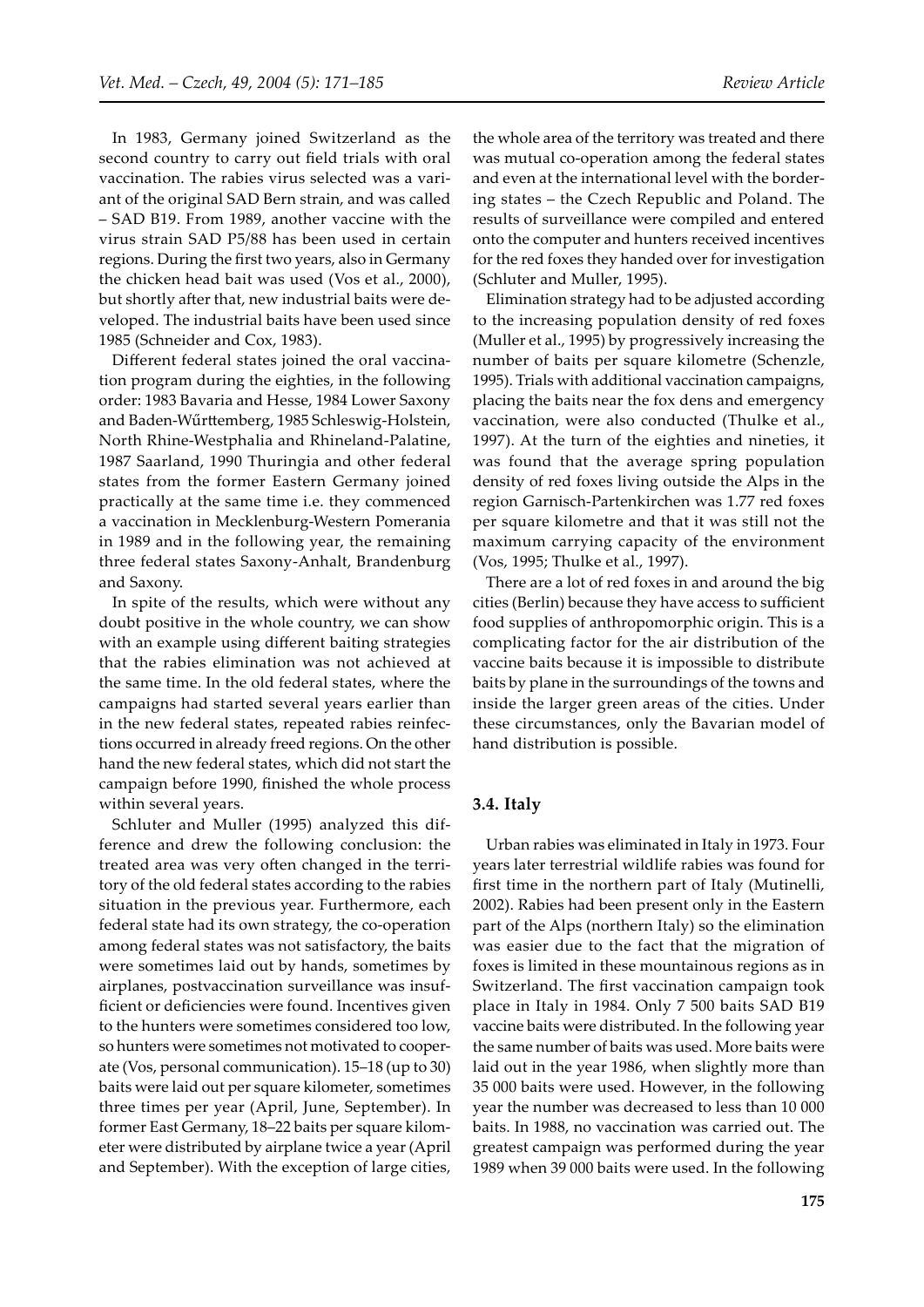In 1983, Germany joined Switzerland as the second country to carry out field trials with oral vaccination. The rabies virus selected was a variant of the original SAD Bern strain, and was called – SAD B19. From 1989, another vaccine with the virus strain SAD P5/88 has been used in certain regions. During the first two years, also in Germany the chicken head bait was used (Vos et al., 2000), but shortly after that, new industrial baits were developed. The industrial baits have been used since 1985 (Schneider and Cox, 1983).

Different federal states joined the oral vaccination program during the eighties, in the following order: 1983 Bavaria and Hesse, 1984 Lower Saxony and Baden-Wűrttemberg, 1985 Schleswig-Holstein, North Rhine-Westphalia and Rhineland-Palatine, 1987 Saarland, 1990 Thuringia and other federal states from the former Eastern Germany joined practically at the same time i.e. they commenced a vaccination in Mecklenburg-Western Pomerania in 1989 and in the following year, the remaining three federal states Saxony-Anhalt, Brandenburg and Saxony.

In spite of the results, which were without any doubt positive in the whole country, we can show with an example using different baiting strategies that the rabies elimination was not achieved at the same time. In the old federal states, where the campaigns had started several years earlier than in the new federal states, repeated rabies reinfections occurred in already freed regions. On the other hand the new federal states, which did not start the campaign before 1990, finished the whole process within several years.

Schluter and Muller (1995) analyzed this difference and drew the following conclusion: the treated area was very often changed in the territory of the old federal states according to the rabies situation in the previous year. Furthermore, each federal state had its own strategy, the co-operation among federal states was not satisfactory, the baits were sometimes laid out by hands, sometimes by airplanes, postvaccination surveillance was insufficient or deficiencies were found. Incentives given to the hunters were sometimes considered too low, so hunters were sometimes not motivated to cooperate (Vos, personal communication). 15–18 (up to 30) baits were laid out per square kilometer, sometimes three times per year (April, June, September). In former East Germany, 18–22 baits per square kilometer were distributed by airplane twice a year (April and September). With the exception of large cities, the whole area of the territory was treated and there was mutual co-operation among the federal states and even at the international level with the bordering states – the Czech Republic and Poland. The results of surveillance were compiled and entered onto the computer and hunters received incentives for the red foxes they handed over for investigation (Schluter and Muller, 1995).

Elimination strategy had to be adjusted according to the increasing population density of red foxes (Muller et al., 1995) by progressively increasing the number of baits per square kilometre (Schenzle, 1995). Trials with additional vaccination campaigns, placing the baits near the fox dens and emergency vaccination, were also conducted (Thulke et al., 1997). At the turn of the eighties and nineties, it was found that the average spring population density of red foxes living outside the Alps in the region Garnisch-Partenkirchen was 1.77 red foxes per square kilometre and that it was still not the maximum carrying capacity of the environment (Vos, 1995; Thulke et al., 1997).

There are a lot of red foxes in and around the big cities (Berlin) because they have access to sufficient food supplies of anthropomorphic origin. This is a complicating factor for the air distribution of the vaccine baits because it is impossible to distribute baits by plane in the surroundings of the towns and inside the larger green areas of the cities. Under these circumstances, only the Bavarian model of hand distribution is possible.

### 3.4. Italy

Urban rabies was eliminated in Italy in 1973. Four years later terrestrial wildlife rabies was found for first time in the northern part of Italy (Mutinelli, 2002). Rabies had been present only in the Eastern part of the Alps (northern Italy) so the elimination was easier due to the fact that the migration of foxes is limited in these mountainous regions as in Switzerland. The first vaccination campaign took place in Italy in 1984. Only 7 500 baits SAD B19 vaccine baits were distributed. In the following year the same number of baits was used. More baits were laid out in the year 1986, when slightly more than 35 000 baits were used. However, in the following year the number was decreased to less than 10 000 baits. In 1988, no vaccination was carried out. The greatest campaign was performed during the year 1989 when 39 000 baits were used. In the following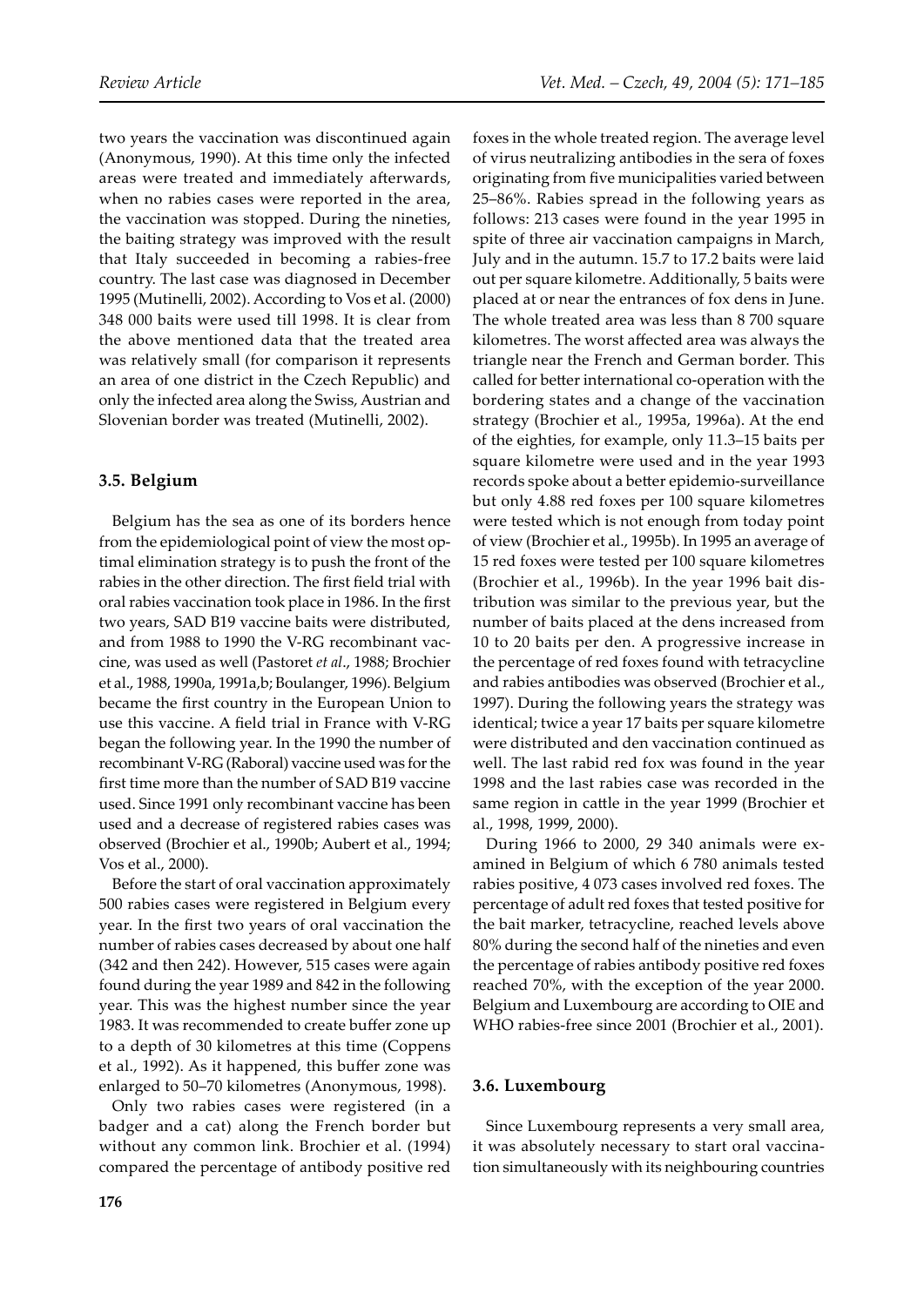two years the vaccination was discontinued again (Anonymous, 1990). At this time only the infected areas were treated and immediately afterwards, when no rabies cases were reported in the area, the vaccination was stopped. During the nineties, the baiting strategy was improved with the result that Italy succeeded in becoming a rabies-free country. The last case was diagnosed in December 1995 (Mutinelli, 2002). According to Vos et al. (2000) 348 000 baits were used till 1998. It is clear from the above mentioned data that the treated area was relatively small (for comparison it represents an area of one district in the Czech Republic) and only the infected area along the Swiss, Austrian and Slovenian border was treated (Mutinelli, 2002).

### 3.5. Belgium

Belgium has the sea as one of its borders hence from the epidemiological point of view the most optimal elimination strategy is to push the front of the rabies in the other direction. The first field trial with oral rabies vaccination took place in 1986. In the first two years, SAD B19 vaccine baits were distributed, and from 1988 to 1990 the V-RG recombinant vaccine, was used as well (Pastoret *et al*., 1988; Brochier et al., 1988, 1990a, 1991a,b; Boulanger, 1996). Belgium became the first country in the European Union to use this vaccine. A field trial in France with V-RG began the following year. In the 1990 the number of recombinant V-RG (Raboral) vaccine used was for the first time more than the number of SAD B19 vaccine used. Since 1991 only recombinant vaccine has been used and a decrease of registered rabies cases was observed (Brochier et al., 1990b; Aubert et al., 1994; Vos et al., 2000).

Before the start of oral vaccination approximately 500 rabies cases were registered in Belgium every year. In the first two years of oral vaccination the number of rabies cases decreased by about one half (342 and then 242). However, 515 cases were again found during the year 1989 and 842 in the following year. This was the highest number since the year 1983. It was recommended to create buffer zone up to a depth of 30 kilometres at this time (Coppens et al., 1992). As it happened, this buffer zone was enlarged to 50–70 kilometres (Anonymous, 1998).

Only two rabies cases were registered (in a badger and a cat) along the French border but without any common link. Brochier et al. (1994) compared the percentage of antibody positive red foxes in the whole treated region. The average level of virus neutralizing antibodies in the sera of foxes originating from five municipalities varied between 25–86%. Rabies spread in the following years as follows: 213 cases were found in the year 1995 in spite of three air vaccination campaigns in March, July and in the autumn. 15.7 to 17.2 baits were laid out per square kilometre. Additionally, 5 baits were placed at or near the entrances of fox dens in June. The whole treated area was less than 8 700 square kilometres. The worst affected area was always the triangle near the French and German border. This called for better international co-operation with the bordering states and a change of the vaccination strategy (Brochier et al., 1995a, 1996a). At the end of the eighties, for example, only 11.3–15 baits per square kilometre were used and in the year 1993 records spoke about a better epidemio-surveillance but only 4.88 red foxes per 100 square kilometres were tested which is not enough from today point of view (Brochier et al., 1995b). In 1995 an average of 15 red foxes were tested per 100 square kilometres (Brochier et al., 1996b). In the year 1996 bait distribution was similar to the previous year, but the number of baits placed at the dens increased from 10 to 20 baits per den. A progressive increase in the percentage of red foxes found with tetracycline and rabies antibodies was observed (Brochier et al., 1997). During the following years the strategy was identical; twice a year 17 baits per square kilometre were distributed and den vaccination continued as well. The last rabid red fox was found in the year 1998 and the last rabies case was recorded in the same region in cattle in the year 1999 (Brochier et al., 1998, 1999, 2000).

During 1966 to 2000, 29 340 animals were examined in Belgium of which 6 780 animals tested rabies positive, 4 073 cases involved red foxes. The percentage of adult red foxes that tested positive for the bait marker, tetracycline, reached levels above 80% during the second half of the nineties and even the percentage of rabies antibody positive red foxes reached 70%, with the exception of the year 2000. Belgium and Luxembourg are according to OIE and WHO rabies-free since 2001 (Brochier et al., 2001).

### 3.6. Luxembourg

Since Luxembourg represents a very small area, it was absolutely necessary to start oral vaccination simultaneously with its neighbouring countries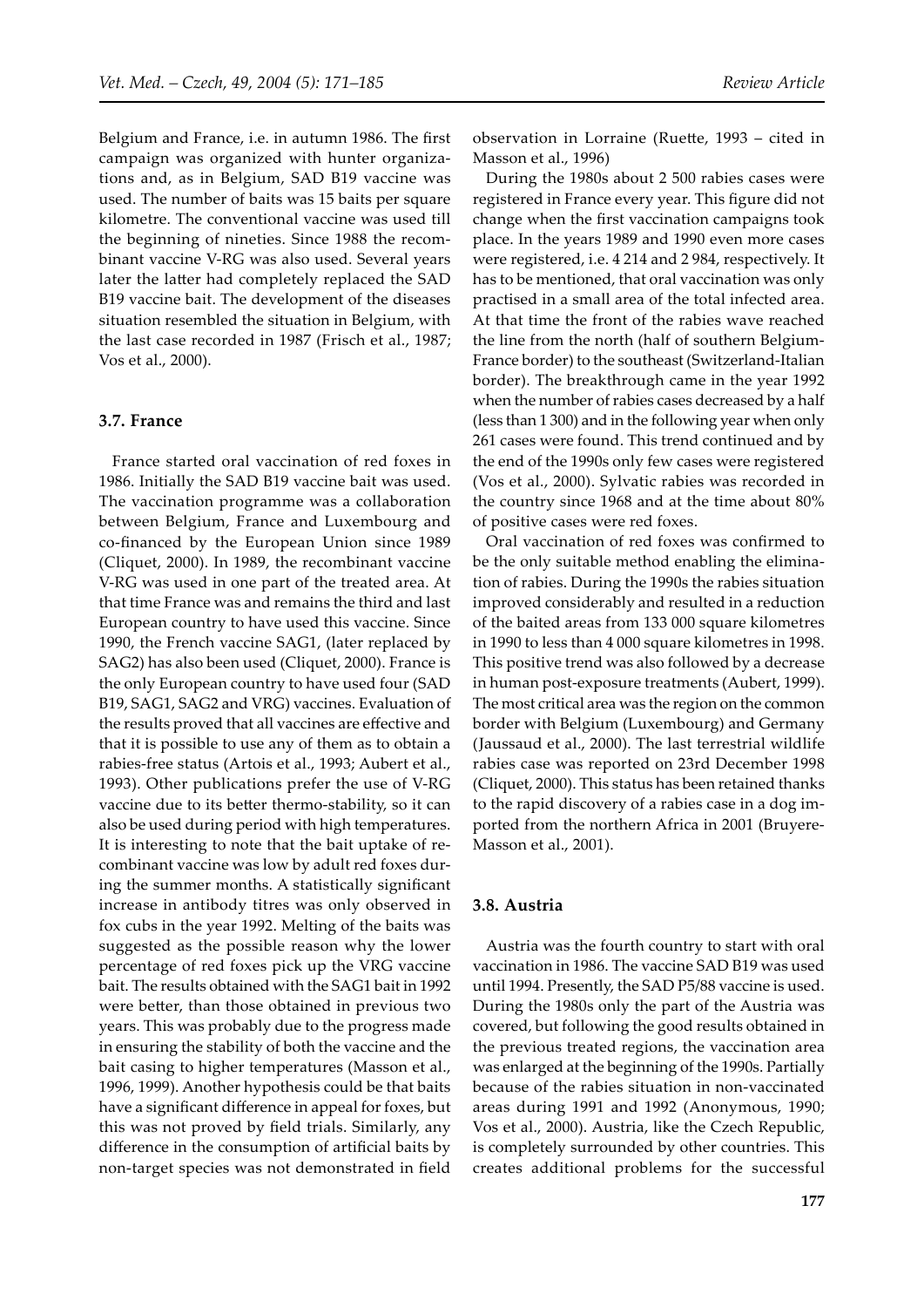Belgium and France, i.e. in autumn 1986. The first campaign was organized with hunter organizations and, as in Belgium, SAD B19 vaccine was used. The number of baits was 15 baits per square kilometre. The conventional vaccine was used till the beginning of nineties. Since 1988 the recombinant vaccine V-RG was also used. Several years later the latter had completely replaced the SAD B19 vaccine bait. The development of the diseases situation resembled the situation in Belgium, with the last case recorded in 1987 (Frisch et al., 1987; Vos et al., 2000).

### 3.7. France

France started oral vaccination of red foxes in 1986. Initially the SAD B19 vaccine bait was used. The vaccination programme was a collaboration between Belgium, France and Luxembourg and co-financed by the European Union since 1989 (Cliquet, 2000). In 1989, the recombinant vaccine V-RG was used in one part of the treated area. At that time France was and remains the third and last European country to have used this vaccine. Since 1990, the French vaccine SAG1, (later replaced by SAG2) has also been used (Cliquet, 2000). France is the only European country to have used four (SAD B19, SAG1, SAG2 and VRG) vaccines. Evaluation of the results proved that all vaccines are effective and that it is possible to use any of them as to obtain a rabies-free status (Artois et al., 1993; Aubert et al., 1993). Other publications prefer the use of V-RG vaccine due to its better thermo-stability, so it can also be used during period with high temperatures. It is interesting to note that the bait uptake of recombinant vaccine was low by adult red foxes during the summer months. A statistically significant increase in antibody titres was only observed in fox cubs in the year 1992. Melting of the baits was suggested as the possible reason why the lower percentage of red foxes pick up the VRG vaccine bait. The results obtained with the SAG1 bait in 1992 were better, than those obtained in previous two years. This was probably due to the progress made in ensuring the stability of both the vaccine and the bait casing to higher temperatures (Masson et al., 1996, 1999). Another hypothesis could be that baits have a significant difference in appeal for foxes, but this was not proved by field trials. Similarly, any difference in the consumption of artificial baits by non-target species was not demonstrated in field observation in Lorraine (Ruette, 1993 – cited in Masson et al., 1996)

During the 1980s about 2 500 rabies cases were registered in France every year. This figure did not change when the first vaccination campaigns took place. In the years 1989 and 1990 even more cases were registered, i.e. 4 214 and 2 984, respectively. It has to be mentioned, that oral vaccination was only practised in a small area of the total infected area. At that time the front of the rabies wave reached the line from the north (half of southern Belgium-France border) to the southeast (Switzerland-Italian border). The breakthrough came in the year 1992 when the number of rabies cases decreased by a half (less than 1 300) and in the following year when only 261 cases were found. This trend continued and by the end of the 1990s only few cases were registered (Vos et al., 2000). Sylvatic rabies was recorded in the country since 1968 and at the time about 80% of positive cases were red foxes.

Oral vaccination of red foxes was confirmed to be the only suitable method enabling the elimination of rabies. During the 1990s the rabies situation improved considerably and resulted in a reduction of the baited areas from 133 000 square kilometres in 1990 to less than 4 000 square kilometres in 1998. This positive trend was also followed by a decrease in human post-exposure treatments (Aubert, 1999). The most critical area was the region on the common border with Belgium (Luxembourg) and Germany (Jaussaud et al., 2000). The last terrestrial wildlife rabies case was reported on 23rd December 1998 (Cliquet, 2000). This status has been retained thanks to the rapid discovery of a rabies case in a dog imported from the northern Africa in 2001 (Bruyere-Masson et al., 2001).

### 3.8. Austria

Austria was the fourth country to start with oral vaccination in 1986. The vaccine SAD B19 was used until 1994. Presently, the SAD P5/88 vaccine is used. During the 1980s only the part of the Austria was covered, but following the good results obtained in the previous treated regions, the vaccination area was enlarged at the beginning of the 1990s. Partially because of the rabies situation in non-vaccinated areas during 1991 and 1992 (Anonymous, 1990; Vos et al., 2000). Austria, like the Czech Republic, is completely surrounded by other countries. This creates additional problems for the successful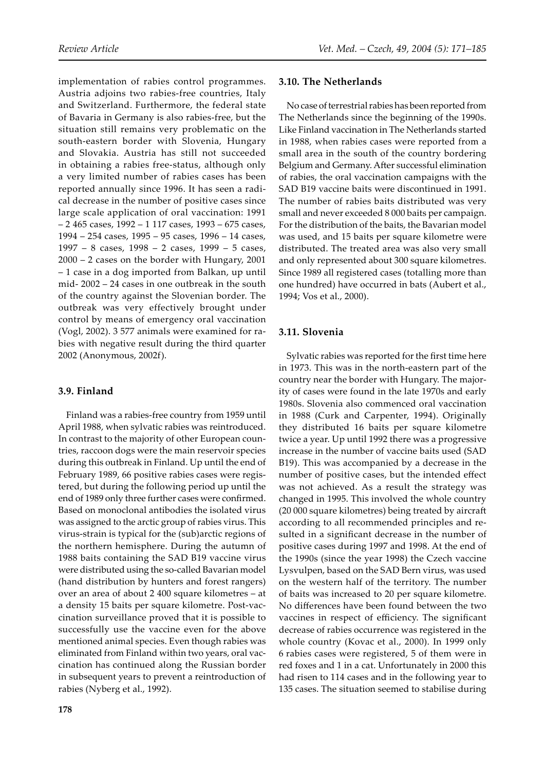implementation of rabies control programmes. Austria adjoins two rabies-free countries, Italy and Switzerland. Furthermore, the federal state of Bavaria in Germany is also rabies-free, but the situation still remains very problematic on the south-eastern border with Slovenia, Hungary and Slovakia. Austria has still not succeeded in obtaining a rabies free-status, although only a very limited number of rabies cases has been reported annually since 1996. It has seen a radical decrease in the number of positive cases since large scale application of oral vaccination: 1991 – 2 465 cases, 1992 – 1 117 cases, 1993 – 675 cases, 1994 – 254 cases, 1995 – 95 cases, 1996 – 14 cases, 1997 – 8 cases, 1998 – 2 cases, 1999 – 5 cases, 2000 – 2 cases on the border with Hungary, 2001 – 1 case in a dog imported from Balkan, up until mid- 2002 – 24 cases in one outbreak in the south of the country against the Slovenian border. The outbreak was very effectively brought under control by means of emergency oral vaccination (Vogl, 2002). 3 577 animals were examined for rabies with negative result during the third quarter 2002 (Anonymous, 2002f).

### 3.9. Finland

Finland was a rabies-free country from 1959 until April 1988, when sylvatic rabies was reintroduced. In contrast to the majority of other European countries, raccoon dogs were the main reservoir species during this outbreak in Finland. Up until the end of February 1989, 66 positive rabies cases were registered, but during the following period up until the end of 1989 only three further cases were confirmed. Based on monoclonal antibodies the isolated virus was assigned to the arctic group of rabies virus. This virus-strain is typical for the (sub)arctic regions of the northern hemisphere. During the autumn of 1988 baits containing the SAD B19 vaccine virus were distributed using the so-called Bavarian model (hand distribution by hunters and forest rangers) over an area of about 2 400 square kilometres – at a density 15 baits per square kilometre. Post-vaccination surveillance proved that it is possible to successfully use the vaccine even for the above mentioned animal species. Even though rabies was eliminated from Finland within two years, oral vaccination has continued along the Russian border in subsequent years to prevent a reintroduction of rabies (Nyberg et al., 1992).

### 3.10. The Netherlands

No case of terrestrial rabies has been reported from The Netherlands since the beginning of the 1990s. Like Finland vaccination in The Netherlands started in 1988, when rabies cases were reported from a small area in the south of the country bordering Belgium and Germany. After successful elimination of rabies, the oral vaccination campaigns with the SAD B19 vaccine baits were discontinued in 1991. The number of rabies baits distributed was very small and never exceeded 8 000 baits per campaign. For the distribution of the baits, the Bavarian model was used, and 15 baits per square kilometre were distributed. The treated area was also very small and only represented about 300 square kilometres. Since 1989 all registered cases (totalling more than one hundred) have occurred in bats (Aubert et al., 1994; Vos et al., 2000).

### 3.11. Slovenia

Sylvatic rabies was reported for the first time here in 1973. This was in the north-eastern part of the country near the border with Hungary. The majority of cases were found in the late 1970s and early 1980s. Slovenia also commenced oral vaccination in 1988 (Curk and Carpenter, 1994). Originally they distributed 16 baits per square kilometre twice a year. Up until 1992 there was a progressive increase in the number of vaccine baits used (SAD B19). This was accompanied by a decrease in the number of positive cases, but the intended effect was not achieved. As a result the strategy was changed in 1995. This involved the whole country (20 000 square kilometres) being treated by aircraft according to all recommended principles and resulted in a significant decrease in the number of positive cases during 1997 and 1998. At the end of the 1990s (since the year 1998) the Czech vaccine Lysvulpen, based on the SAD Bern virus, was used on the western half of the territory. The number of baits was increased to 20 per square kilometre. No differences have been found between the two vaccines in respect of efficiency. The significant decrease of rabies occurrence was registered in the whole country (Kovac et al., 2000). In 1999 only 6 rabies cases were registered, 5 of them were in red foxes and 1 in a cat. Unfortunately in 2000 this had risen to 114 cases and in the following year to 135 cases. The situation seemed to stabilise during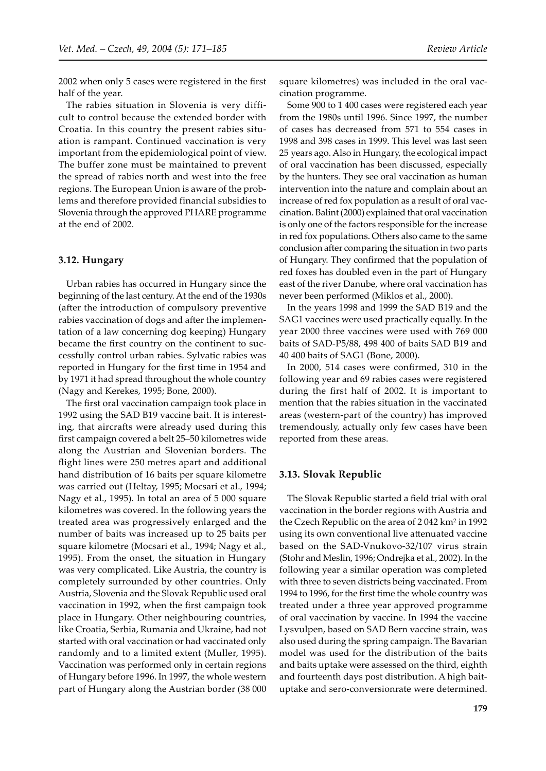2002 when only 5 cases were registered in the first half of the year.

The rabies situation in Slovenia is very difficult to control because the extended border with Croatia. In this country the present rabies situation is rampant. Continued vaccination is very important from the epidemiological point of view. The buffer zone must be maintained to prevent the spread of rabies north and west into the free regions. The European Union is aware of the problems and therefore provided financial subsidies to Slovenia through the approved PHARE programme at the end of 2002.

### 3.12. Hungary

Urban rabies has occurred in Hungary since the beginning of the last century. At the end of the 1930s (after the introduction of compulsory preventive rabies vaccination of dogs and after the implementation of a law concerning dog keeping) Hungary became the first country on the continent to successfully control urban rabies. Sylvatic rabies was reported in Hungary for the first time in 1954 and by 1971 it had spread throughout the whole country (Nagy and Kerekes, 1995; Bone, 2000).

The first oral vaccination campaign took place in 1992 using the SAD B19 vaccine bait. It is interesting, that aircrafts were already used during this first campaign covered a belt 25–50 kilometres wide along the Austrian and Slovenian borders. The flight lines were 250 metres apart and additional hand distribution of 16 baits per square kilometre was carried out (Heltay, 1995; Mocsari et al., 1994; Nagy et al., 1995). In total an area of 5 000 square kilometres was covered. In the following years the treated area was progressively enlarged and the number of baits was increased up to 25 baits per square kilometre (Mocsari et al., 1994; Nagy et al., 1995). From the onset, the situation in Hungary was very complicated. Like Austria, the country is completely surrounded by other countries. Only Austria, Slovenia and the Slovak Republic used oral vaccination in 1992, when the first campaign took place in Hungary. Other neighbouring countries, like Croatia, Serbia, Rumania and Ukraine, had not started with oral vaccination or had vaccinated only randomly and to a limited extent (Muller, 1995). Vaccination was performed only in certain regions of Hungary before 1996. In 1997, the whole western part of Hungary along the Austrian border (38 000 square kilometres) was included in the oral vaccination programme.

Some 900 to 1 400 cases were registered each year from the 1980s until 1996. Since 1997, the number of cases has decreased from 571 to 554 cases in 1998 and 398 cases in 1999. This level was last seen 25 years ago. Also in Hungary, the ecological impact of oral vaccination has been discussed, especially by the hunters. They see oral vaccination as human intervention into the nature and complain about an increase of red fox population as a result of oral vaccination. Balint (2000) explained that oral vaccination is only one of the factors responsible for the increase in red fox populations. Others also came to the same conclusion after comparing the situation in two parts of Hungary. They confirmed that the population of red foxes has doubled even in the part of Hungary east of the river Danube, where oral vaccination has never been performed (Miklos et al., 2000).

In the years 1998 and 1999 the SAD B19 and the SAG1 vaccines were used practically equally. In the year 2000 three vaccines were used with 769 000 baits of SAD-P5/88, 498 400 of baits SAD B19 and 40 400 baits of SAG1 (Bone, 2000).

In 2000, 514 cases were confirmed, 310 in the following year and 69 rabies cases were registered during the first half of 2002. It is important to mention that the rabies situation in the vaccinated areas (western-part of the country) has improved tremendously, actually only few cases have been reported from these areas.

### 3.13. Slovak Republic

The Slovak Republic started a field trial with oral vaccination in the border regions with Austria and the Czech Republic on the area of 2 042 km$^2$ in 1992 using its own conventional live attenuated vaccine based on the SAD-Vnukovo-32/107 virus strain (Stohr and Meslin, 1996; Ondrejka et al., 2002). In the following year a similar operation was completed with three to seven districts being vaccinated. From 1994 to 1996, for the first time the whole country was treated under a three year approved programme of oral vaccination by vaccine. In 1994 the vaccine Lysvulpen, based on SAD Bern vaccine strain, was also used during the spring campaign. The Bavarian model was used for the distribution of the baits and baits uptake were assessed on the third, eighth and fourteenth days post distribution. A high bait-uptake and sero-conversionrate were determined.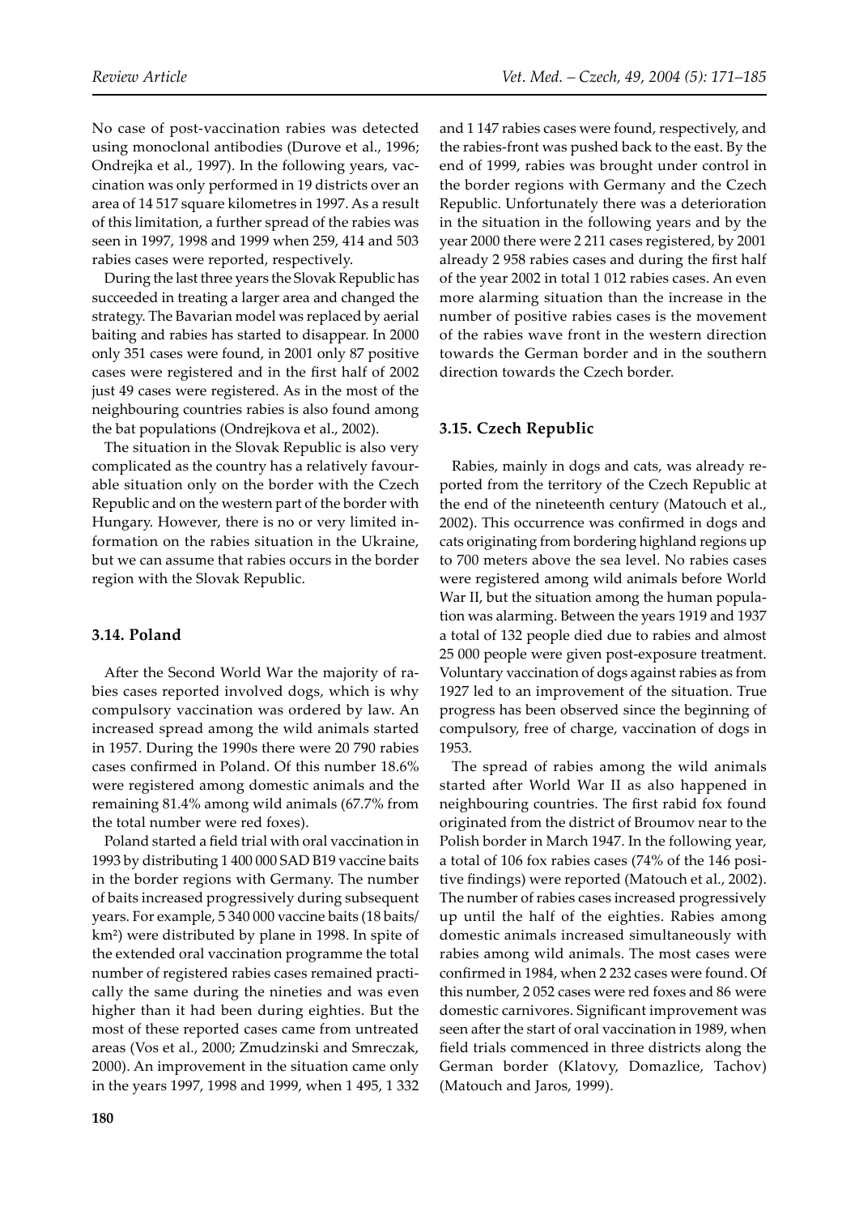No case of post-vaccination rabies was detected using monoclonal antibodies (Durove et al., 1996; Ondrejka et al., 1997). In the following years, vaccination was only performed in 19 districts over an area of 14 517 square kilometres in 1997. As a result of this limitation, a further spread of the rabies was seen in 1997, 1998 and 1999 when 259, 414 and 503 rabies cases were reported, respectively.

During the last three years the Slovak Republic has succeeded in treating a larger area and changed the strategy. The Bavarian model was replaced by aerial baiting and rabies has started to disappear. In 2000 only 351 cases were found, in 2001 only 87 positive cases were registered and in the first half of 2002 just 49 cases were registered. As in the most of the neighbouring countries rabies is also found among the bat populations (Ondrejkova et al., 2002).

The situation in the Slovak Republic is also very complicated as the country has a relatively favourable situation only on the border with the Czech Republic and on the western part of the border with Hungary. However, there is no or very limited information on the rabies situation in the Ukraine, but we can assume that rabies occurs in the border region with the Slovak Republic.

### 3.14. Poland

After the Second World War the majority of rabies cases reported involved dogs, which is why compulsory vaccination was ordered by law. An increased spread among the wild animals started in 1957. During the 1990s there were 20 790 rabies cases confirmed in Poland. Of this number 18.6% were registered among domestic animals and the remaining 81.4% among wild animals (67.7% from the total number were red foxes).

Poland started a field trial with oral vaccination in 1993 by distributing 1 400 000 SAD B19 vaccine baits in the border regions with Germany. The number of baits increased progressively during subsequent years. For example, 5 340 000 vaccine baits (18 baits/km$^2$) were distributed by plane in 1998. In spite of the extended oral vaccination programme the total number of registered rabies cases remained practically the same during the nineties and was even higher than it had been during eighties. But the most of these reported cases came from untreated areas (Vos et al., 2000; Zmudzinski and Smreczak, 2000). An improvement in the situation came only in the years 1997, 1998 and 1999, when 1 495, 1 332 and 1 147 rabies cases were found, respectively, and the rabies-front was pushed back to the east. By the end of 1999, rabies was brought under control in the border regions with Germany and the Czech Republic. Unfortunately there was a deterioration in the situation in the following years and by the year 2000 there were 2 211 cases registered, by 2001 already 2 958 rabies cases and during the first half of the year 2002 in total 1 012 rabies cases. An even more alarming situation than the increase in the number of positive rabies cases is the movement of the rabies wave front in the western direction towards the German border and in the southern direction towards the Czech border.

### 3.15. Czech Republic

Rabies, mainly in dogs and cats, was already reported from the territory of the Czech Republic at the end of the nineteenth century (Matouch et al., 2002). This occurrence was confirmed in dogs and cats originating from bordering highland regions up to 700 meters above the sea level. No rabies cases were registered among wild animals before World War II, but the situation among the human population was alarming. Between the years 1919 and 1937 a total of 132 people died due to rabies and almost 25 000 people were given post-exposure treatment. Voluntary vaccination of dogs against rabies as from 1927 led to an improvement of the situation. True progress has been observed since the beginning of compulsory, free of charge, vaccination of dogs in 1953.

The spread of rabies among the wild animals started after World War II as also happened in neighbouring countries. The first rabid fox found originated from the district of Broumov near to the Polish border in March 1947. In the following year, a total of 106 fox rabies cases (74% of the 146 positive findings) were reported (Matouch et al., 2002). The number of rabies cases increased progressively up until the half of the eighties. Rabies among domestic animals increased simultaneously with rabies among wild animals. The most cases were confirmed in 1984, when 2 232 cases were found. Of this number, 2 052 cases were red foxes and 86 were domestic carnivores. Significant improvement was seen after the start of oral vaccination in 1989, when field trials commenced in three districts along the German border (Klatovy, Domazlice, Tachov) (Matouch and Jaros, 1999).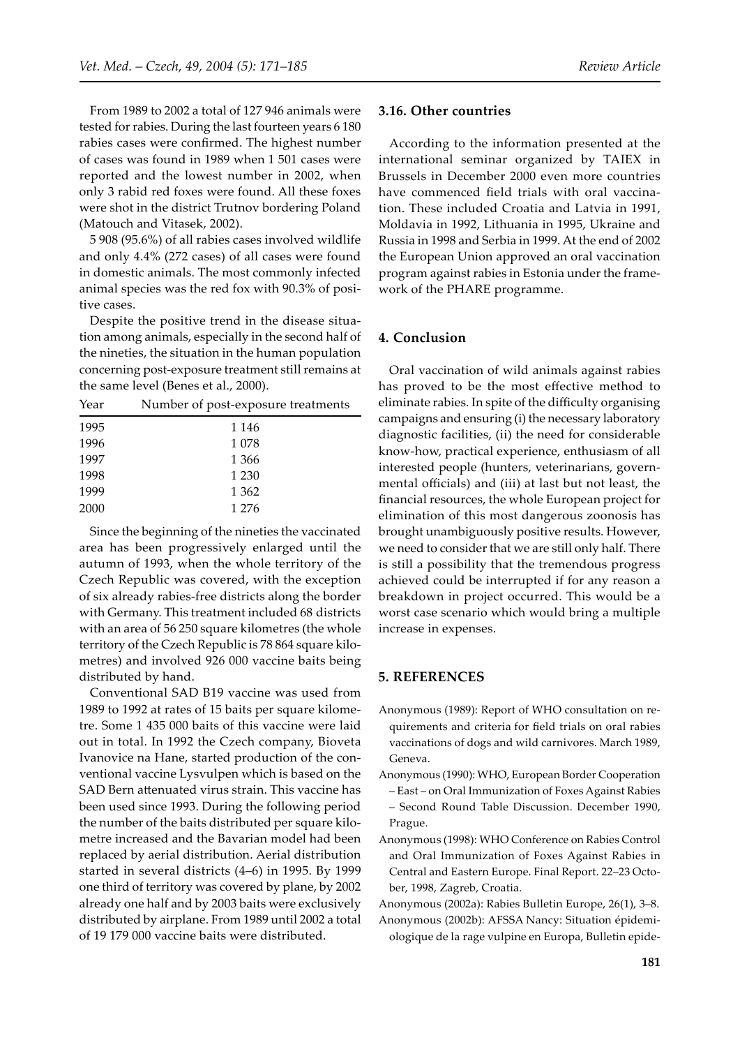From 1989 to 2002 a total of 127 946 animals were tested for rabies. During the last fourteen years 6 180 rabies cases were confirmed. The highest number of cases was found in 1989 when 1 501 cases were reported and the lowest number in 2002, when only 3 rabid red foxes were found. All these foxes were shot in the district Trutnov bordering Poland (Matouch and Vitasek, 2002).

5 908 (95.6%) of all rabies cases involved wildlife and only 4.4% (272 cases) of all cases were found in domestic animals. The most commonly infected animal species was the red fox with 90.3% of positive cases.

Despite the positive trend in the disease situation among animals, especially in the second half of the nineties, the situation in the human population concerning post-exposure treatment still remains at the same level (Benes et al., 2000).

| Year | Number of post-exposure treatments |
|---|---|
| 1995 | 1 146 |
| 1996 | 1 078 |
| 1997 | 1 366 |
| 1998 | 1 230 |
| 1999 | 1 362 |
| 2000 | 1 276 |

Since the beginning of the nineties the vaccinated area has been progressively enlarged until the autumn of 1993, when the whole territory of the Czech Republic was covered, with the exception of six already rabies-free districts along the border with Germany. This treatment included 68 districts with an area of 56 250 square kilometres (the whole territory of the Czech Republic is 78 864 square kilometres) and involved 926 000 vaccine baits being distributed by hand.

Conventional SAD B19 vaccine was used from 1989 to 1992 at rates of 15 baits per square kilometre. Some 1 435 000 baits of this vaccine were laid out in total. In 1992 the Czech company, Bioveta Ivanovice na Hane, started production of the conventional vaccine Lysvulpen which is based on the SAD Bern attenuated virus strain. This vaccine has been used since 1993. During the following period the number of the baits distributed per square kilometre increased and the Bavarian model had been replaced by aerial distribution. Aerial distribution started in several districts (4–6) in 1995. By 1999 one third of territory was covered by plane, by 2002 already one half and by 2003 baits were exclusively distributed by airplane. From 1989 until 2002 a total of 19 179 000 vaccine baits were distributed.

### 3.16. Other countries

According to the information presented at the international seminar organized by TAIEX in Brussels in December 2000 even more countries have commenced field trials with oral vaccination. These included Croatia and Latvia in 1991, Moldavia in 1992, Lithuania in 1995, Ukraine and Russia in 1998 and Serbia in 1999. At the end of 2002 the European Union approved an oral vaccination program against rabies in Estonia under the framework of the PHARE programme.

## 4. Conclusion

Oral vaccination of wild animals against rabies has proved to be the most effective method to eliminate rabies. In spite of the difficulty organising campaigns and ensuring (i) the necessary laboratory diagnostic facilities, (ii) the need for considerable know-how, practical experience, enthusiasm of all interested people (hunters, veterinarians, governmental officials) and (iii) at last but not least, the financial resources, the whole European project for elimination of this most dangerous zoonosis has brought unambiguously positive results. However, we need to consider that we are still only half. There is still a possibility that the tremendous progress achieved could be interrupted if for any reason a breakdown in project occurred. This would be a worst case scenario which would bring a multiple increase in expenses.

## 5. REFERENCES

Anonymous (1989): Report of WHO consultation on requirements and criteria for field trials on oral rabies vaccinations of dogs and wild carnivores. March 1989, Geneva.

Anonymous (1990): WHO, European Border Cooperation – East – on Oral Immunization of Foxes Against Rabies – Second Round Table Discussion. December 1990, Prague.

Anonymous (1998): WHO Conference on Rabies Control and Oral Immunization of Foxes Against Rabies in Central and Eastern Europe. Final Report. 22–23 October, 1998, Zagreb, Croatia.

Anonymous (2002a): Rabies Bulletin Europe, 26(1), 3–8.

Anonymous (2002b): AFSSA Nancy: Situation épidemiologique de la rage vulpine en Europa, Bulletin epide-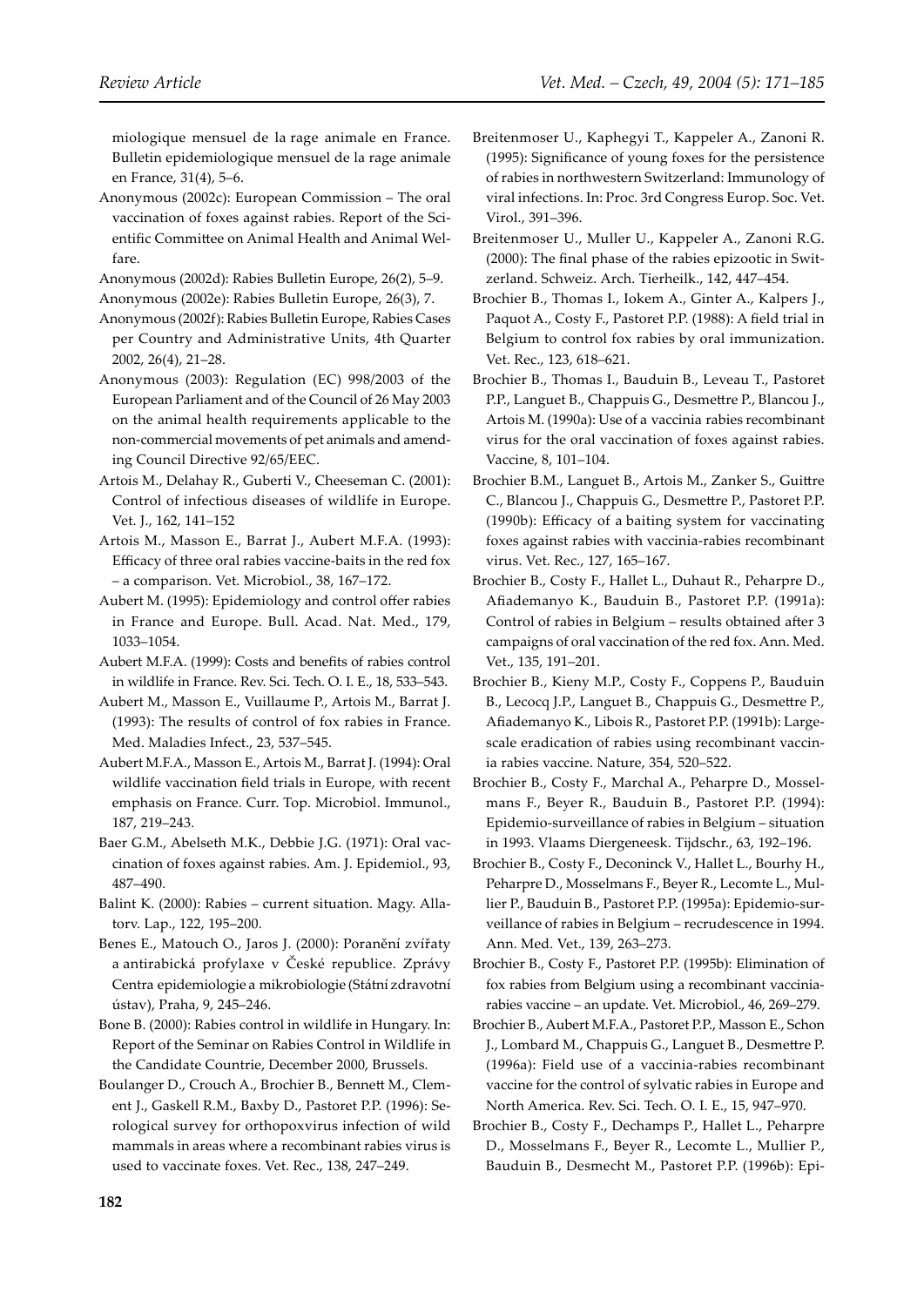miologique mensuel de la rage animale en France. Bulletin epidemiologique mensuel de la rage animale en France, 31(4), 5–6.

Anonymous (2002c): European Commission – The oral vaccination of foxes against rabies. Report of the Scientific Committee on Animal Health and Animal Welfare.

Anonymous (2002d): Rabies Bulletin Europe, 26(2), 5–9.

Anonymous (2002e): Rabies Bulletin Europe, 26(3), 7.

Anonymous (2002f): Rabies Bulletin Europe, Rabies Cases per Country and Administrative Units, 4th Quarter 2002, 26(4), 21–28.

Anonymous (2003): Regulation (EC) 998/2003 of the European Parliament and of the Council of 26 May 2003 on the animal health requirements applicable to the non-commercial movements of pet animals and amending Council Directive 92/65/EEC.

Artois M., Delahay R., Guberti V., Cheeseman C. (2001): Control of infectious diseases of wildlife in Europe. Vet. J., 162, 141–152

Artois M., Masson E., Barrat J., Aubert M.F.A. (1993): Efficacy of three oral rabies vaccine-baits in the red fox – a comparison. Vet. Microbiol., 38, 167–172.

Aubert M. (1995): Epidemiology and control offer rabies in France and Europe. Bull. Acad. Nat. Med., 179, 1033–1054.

Aubert M.F.A. (1999): Costs and benefits of rabies control in wildlife in France. Rev. Sci. Tech. O. I. E., 18, 533–543.

Aubert M., Masson E., Vuillaume P., Artois M., Barrat J. (1993): The results of control of fox rabies in France. Med. Maladies Infect., 23, 537–545.

Aubert M.F.A., Masson E., Artois M., Barrat J. (1994): Oral wildlife vaccination field trials in Europe, with recent emphasis on France. Curr. Top. Microbiol. Immunol., 187, 219–243.

Baer G.M., Abelseth M.K., Debbie J.G. (1971): Oral vaccination of foxes against rabies. Am. J. Epidemiol., 93, 487–490.

Balint K. (2000): Rabies – current situation. Magy. Allatorv. Lap., 122, 195–200.

Benes E., Matouch O., Jaros J. (2000): Poranění zvířaty a antirabická profylaxe v České republice. Zprávy Centra epidemiologie a mikrobiologie (Státní zdravotní ústav), Praha, 9, 245–246.

Bone B. (2000): Rabies control in wildlife in Hungary. In: Report of the Seminar on Rabies Control in Wildlife in the Candidate Countrie, December 2000, Brussels.

Boulanger D., Crouch A., Brochier B., Bennett M., Clement J., Gaskell R.M., Baxby D., Pastoret P.P. (1996): Serological survey for orthopoxvirus infection of wild mammals in areas where a recombinant rabies virus is used to vaccinate foxes. Vet. Rec., 138, 247–249.

Breitenmoser U., Kaphegyi T., Kappeler A., Zanoni R. (1995): Significance of young foxes for the persistence of rabies in northwestern Switzerland: Immunology of viral infections. In: Proc. 3rd Congress Europ. Soc. Vet. Virol., 391–396.

Breitenmoser U., Muller U., Kappeler A., Zanoni R.G. (2000): The final phase of the rabies epizootic in Switzerland. Schweiz. Arch. Tierheilk., 142, 447–454.

Brochier B., Thomas I., Iokem A., Ginter A., Kalpers J., Paquot A., Costy F., Pastoret P.P. (1988): A field trial in Belgium to control fox rabies by oral immunization. Vet. Rec., 123, 618–621.

Brochier B., Thomas I., Bauduin B., Leveau T., Pastoret P.P., Languet B., Chappuis G., Desmettre P., Blancou J., Artois M. (1990a): Use of a vaccinia rabies recombinant virus for the oral vaccination of foxes against rabies. Vaccine, 8, 101–104.

Brochier B.M., Languet B., Artois M., Zanker S., Guittre C., Blancou J., Chappuis G., Desmettre P., Pastoret P.P. (1990b): Efficacy of a baiting system for vaccinating foxes against rabies with vaccinia-rabies recombinant virus. Vet. Rec., 127, 165–167.

Brochier B., Costy F., Hallet L., Duhaut R., Peharpre D., Afiademanyo K., Bauduin B., Pastoret P.P. (1991a): Control of rabies in Belgium – results obtained after 3 campaigns of oral vaccination of the red fox. Ann. Med. Vet., 135, 191–201.

Brochier B., Kieny M.P., Costy F., Coppens P., Bauduin B., Lecocq J.P., Languet B., Chappuis G., Desmettre P., Afiademanyo K., Libois R., Pastoret P.P. (1991b): Large-scale eradication of rabies using recombinant vaccinia rabies vaccine. Nature, 354, 520–522.

Brochier B., Costy F., Marchal A., Peharpre D., Mosselmans F., Beyer R., Bauduin B., Pastoret P.P. (1994): Epidemio-surveillance of rabies in Belgium – situation in 1993. Vlaams Diergeneesk. Tijdschr., 63, 192–196.

Brochier B., Costy F., Deconinck V., Hallet L., Bourhy H., Peharpre D., Mosselmans F., Beyer R., Lecomte L., Mullier P., Bauduin B., Pastoret P.P. (1995a): Epidemio-surveillance of rabies in Belgium – recrudescence in 1994. Ann. Med. Vet., 139, 263–273.

Brochier B., Costy F., Pastoret P.P. (1995b): Elimination of fox rabies from Belgium using a recombinant vaccinia-rabies vaccine – an update. Vet. Microbiol., 46, 269–279.

Brochier B., Aubert M.F.A., Pastoret P.P., Masson E., Schon J., Lombard M., Chappuis G., Languet B., Desmettre P. (1996a): Field use of a vaccinia-rabies recombinant vaccine for the control of sylvatic rabies in Europe and North America. Rev. Sci. Tech. O. I. E., 15, 947–970.

Brochier B., Costy F., Dechamps P., Hallet L., Peharpre D., Mosselmans F., Beyer R., Lecomte L., Mullier P., Bauduin B., Desmecht M., Pastoret P.P. (1996b): Epi-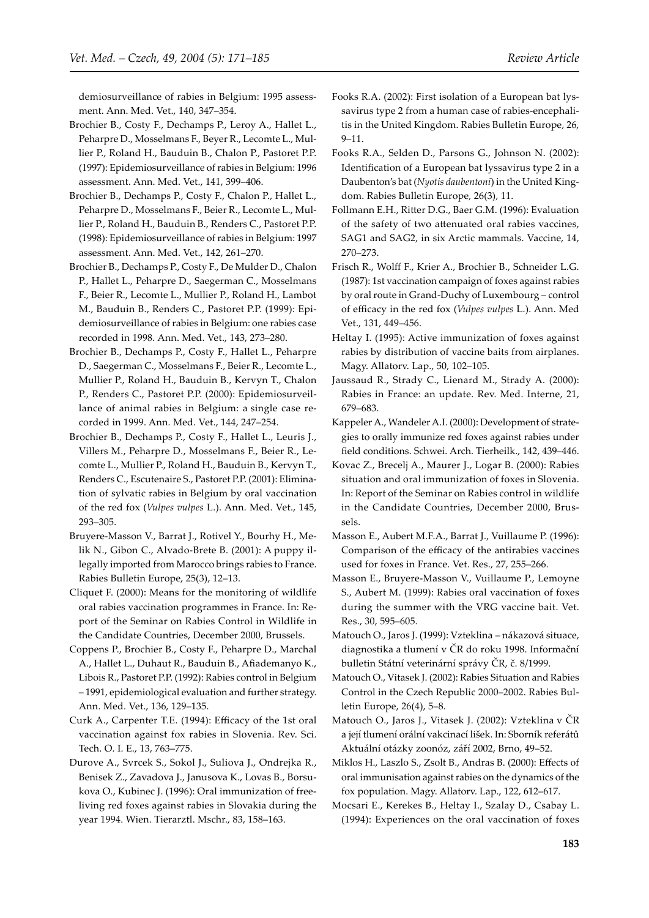demiosurveillance of rabies in Belgium: 1995 assessment. Ann. Med. Vet., 140, 347–354.

Brochier B., Costy F., Dechamps P., Leroy A., Hallet L., Peharpre D., Mosselmans F., Beyer R., Lecomte L., Mullier P., Roland H., Bauduin B., Chalon P., Pastoret P.P. (1997): Epidemiosurveillance of rabies in Belgium: 1996 assessment. Ann. Med. Vet., 141, 399–406.

Brochier B., Dechamps P., Costy F., Chalon P., Hallet L., Peharpre D., Mosselmans F., Beier R., Lecomte L., Mullier P., Roland H., Bauduin B., Renders C., Pastoret P.P. (1998): Epidemiosurveillance of rabies in Belgium: 1997 assessment. Ann. Med. Vet., 142, 261–270.

Brochier B., Dechamps P., Costy F., De Mulder D., Chalon P., Hallet L., Peharpre D., Saegerman C., Mosselmans F., Beier R., Lecomte L., Mullier P., Roland H., Lambot M., Bauduin B., Renders C., Pastoret P.P. (1999): Epidemiosurveillance of rabies in Belgium: one rabies case recorded in 1998. Ann. Med. Vet., 143, 273–280.

Brochier B., Dechamps P., Costy F., Hallet L., Peharpre D., Saegerman C., Mosselmans F., Beier R., Lecomte L., Mullier P., Roland H., Bauduin B., Kervyn T., Chalon P., Renders C., Pastoret P.P. (2000): Epidemiosurveillance of animal rabies in Belgium: a single case recorded in 1999. Ann. Med. Vet., 144, 247–254.

Brochier B., Dechamps P., Costy F., Hallet L., Leuris J., Villers M., Peharpre D., Mosselmans F., Beier R., Lecomte L., Mullier P., Roland H., Bauduin B., Kervyn T., Renders C., Escutenaire S., Pastoret P.P. (2001): Elimination of sylvatic rabies in Belgium by oral vaccination of the red fox (*Vulpes vulpes* L.). Ann. Med. Vet., 145, 293–305.

Bruyere-Masson V., Barrat J., Rotivel Y., Bourhy H., Melik N., Gibon C., Alvado-Brete B. (2001): A puppy illegally imported from Marocco brings rabies to France. Rabies Bulletin Europe, 25(3), 12–13.

Cliquet F. (2000): Means for the monitoring of wildlife oral rabies vaccination programmes in France. In: Report of the Seminar on Rabies Control in Wildlife in the Candidate Countries, December 2000, Brussels.

Coppens P., Brochier B., Costy F., Peharpre D., Marchal A., Hallet L., Duhaut R., Bauduin B., Afiademanyo K., Libois R., Pastoret P.P. (1992): Rabies control in Belgium – 1991, epidemiological evaluation and further strategy. Ann. Med. Vet., 136, 129–135.

Curk A., Carpenter T.E. (1994): Efficacy of the 1st oral vaccination against fox rabies in Slovenia. Rev. Sci. Tech. O. I. E., 13, 763–775.

Durove A., Svrcek S., Sokol J., Suliova J., Ondrejka R., Benisek Z., Zavadova J., Janusova K., Lovas B., Borsukova O., Kubinec J. (1996): Oral immunization of free-living red foxes against rabies in Slovakia during the year 1994. Wien. Tierarztl. Mschr., 83, 158–163.

Fooks R.A. (2002): First isolation of a European bat lyssavirus type 2 from a human case of rabies-encephalitis in the United Kingdom. Rabies Bulletin Europe, 26, 9–11.

Fooks R.A., Selden D., Parsons G., Johnson N. (2002): Identification of a European bat lyssavirus type 2 in a Daubenton's bat (*Nyotis daubentoni*) in the United Kingdom. Rabies Bulletin Europe, 26(3), 11.

Follmann E.H., Ritter D.G., Baer G.M. (1996): Evaluation of the safety of two attenuated oral rabies vaccines, SAG1 and SAG2, in six Arctic mammals. Vaccine, 14, 270–273.

Frisch R., Wolff F., Krier A., Brochier B., Schneider L.G. (1987): 1st vaccination campaign of foxes against rabies by oral route in Grand-Duchy of Luxembourg – control of efficacy in the red fox (*Vulpes vulpes* L.). Ann. Med Vet., 131, 449–456.

Heltay I. (1995): Active immunization of foxes against rabies by distribution of vaccine baits from airplanes. Magy. Allatorv. Lap., 50, 102–105.

Jaussaud R., Strady C., Lienard M., Strady A. (2000): Rabies in France: an update. Rev. Med. Interne, 21, 679–683.

Kappeler A., Wandeler A.I. (2000): Development of strategies to orally immunize red foxes against rabies under field conditions. Schwei. Arch. Tierheilk., 142, 439–446.

Kovac Z., Brecelj A., Maurer J., Logar B. (2000): Rabies situation and oral immunization of foxes in Slovenia. In: Report of the Seminar on Rabies control in wildlife in the Candidate Countries, December 2000, Brussels.

Masson E., Aubert M.F.A., Barrat J., Vuillaume P. (1996): Comparison of the efficacy of the antirabies vaccines used for foxes in France. Vet. Res., 27, 255–266.

Masson E., Bruyere-Masson V., Vuillaume P., Lemoyne S., Aubert M. (1999): Rabies oral vaccination of foxes during the summer with the VRG vaccine bait. Vet. Res., 30, 595–605.

Matouch O., Jaros J. (1999): Vzteklina – nákazová situace, diagnostika a tlumení v ČR do roku 1998. Informační bulletin Státní veterinární správy ČR, č. 8/1999.

Matouch O., Vitasek J. (2002): Rabies Situation and Rabies Control in the Czech Republic 2000–2002. Rabies Bulletin Europe, 26(4), 5–8.

Matouch O., Jaros J., Vitasek J. (2002): Vzteklina v ČR a její tlumení orální vakcinací lišek. In: Sborník referátů Aktuální otázky zoonóz, září 2002, Brno, 49–52.

Miklos H., Laszlo S., Zsolt B., Andras B. (2000): Effects of oral immunisation against rabies on the dynamics of the fox population. Magy. Allatorv. Lap., 122, 612–617.

Mocsari E., Kerekes B., Heltay I., Szalay D., Csabay L. (1994): Experiences on the oral vaccination of foxes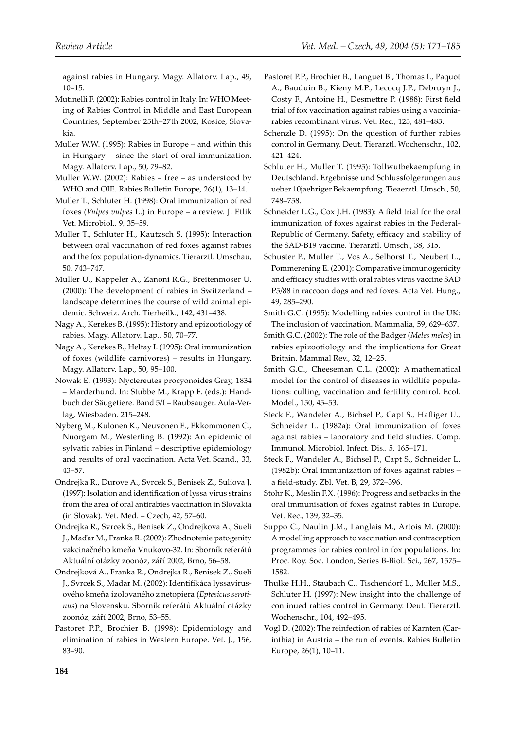against rabies in Hungary. Magy. Allatorv. Lap., 49, 10–15.

Mutinelli F. (2002): Rabies control in Italy. In: WHO Meeting of Rabies Control in Middle and East European Countries, September 25th–27th 2002, Kosice, Slovakia.

Muller W.W. (1995): Rabies in Europe – and within this in Hungary – since the start of oral immunization. Magy. Allatorv. Lap., 50, 79–82.

Muller W.W. (2002): Rabies – free – as understood by WHO and OIE. Rabies Bulletin Europe, 26(1), 13–14.

Muller T., Schluter H. (1998): Oral immunization of red foxes (*Vulpes vulpes* L.) in Europe – a review. J. Etlik Vet. Microbiol., 9, 35–59.

Muller T., Schluter H., Kautzsch S. (1995): Interaction between oral vaccination of red foxes against rabies and the fox population-dynamics. Tierarztl. Umschau, 50, 743–747.

Muller U., Kappeler A., Zanoni R.G., Breitenmoser U. (2000): The development of rabies in Switzerland – landscape determines the course of wild animal epidemic. Schweiz. Arch. Tierheilk., 142, 431–438.

Nagy A., Kerekes B. (1995): History and epizootiology of rabies. Magy. Allatorv. Lap., 50, 70–77.

Nagy A., Kerekes B., Heltay I. (1995): Oral immunization of foxes (wildlife carnivores) – results in Hungary. Magy. Allatorv. Lap., 50, 95–100.

Nowak E. (1993): Nyctereutes procyonoides Gray, 1834 – Marderhund. In: Stubbe M., Krapp F. (eds.): Handbuch der Säugetiere. Band 5/I – Raubsauger. Aula-Verlag, Wiesbaden. 215–248.

Nyberg M., Kulonen K., Neuvonen E., Ekkommonen C., Nuorgam M., Westerling B. (1992): An epidemic of sylvatic rabies in Finland – descriptive epidemiology and results of oral vaccination. Acta Vet. Scand., 33, 43–57.

Ondrejka R., Durove A., Svrcek S., Benisek Z., Suliova J. (1997): Isolation and identification of lyssa virus strains from the area of oral antirabies vaccination in Slovakia (in Slovak). Vet. Med. – Czech, 42, 57–60.

Ondrejka R., Svrcek S., Benisek Z., Ondrejkova A., Sueli J., Maďar M., Franka R. (2002): Zhodnotenie patogenity vakcinačného kmeňa Vnukovo-32. In: Sborník referátů Aktuální otázky zoonóz, září 2002, Brno, 56–58.

Ondrejková A., Franka R., Ondrejka R., Benisek Z., Sueli J., Svrcek S., Madar M. (2002): Identifikáca lyssavírusového kmeňa izolovaného z netopiera (*Eptesicus serotinus*) na Slovensku. Sborník referátů Aktuální otázky zoonóz, září 2002, Brno, 53–55.

Pastoret P.P., Brochier B. (1998): Epidemiology and elimination of rabies in Western Europe. Vet. J., 156, 83–90.

Pastoret P.P., Brochier B., Languet B., Thomas I., Paquot A., Bauduin B., Kieny M.P., Lecocq J.P., Debruyn J., Costy F., Antoine H., Desmettre P. (1988): First field trial of fox vaccination against rabies using a vaccinia-rabies recombinant virus. Vet. Rec., 123, 481–483.

Schenzle D. (1995): On the question of further rabies control in Germany. Deut. Tierarztl. Wochenschr., 102, 421–424.

Schluter H., Muller T. (1995): Tollwutbekaempfung in Deutschland. Ergebnisse und Schlussfolgerungen aus ueber 10jaehriger Bekaempfung. Tieaerztl. Umsch., 50, 748–758.

Schneider L.G., Cox J.H. (1983): A field trial for the oral immunization of foxes against rabies in the Federal-Republic of Germany. Safety, efficacy and stability of the SAD-B19 vaccine. Tierarztl. Umsch., 38, 315.

Schuster P., Muller T., Vos A., Selhorst T., Neubert L., Pommerening E. (2001): Comparative immunogenicity and efficacy studies with oral rabies virus vaccine SAD P5/88 in raccoon dogs and red foxes. Acta Vet. Hung., 49, 285–290.

Smith G.C. (1995): Modelling rabies control in the UK: The inclusion of vaccination. Mammalia, 59, 629–637.

Smith G.C. (2002): The role of the Badger (*Meles meles*) in rabies epizootiology and the implications for Great Britain. Mammal Rev., 32, 12–25.

Smith G.C., Cheeseman C.L. (2002): A mathematical model for the control of diseases in wildlife populations: culling, vaccination and fertility control. Ecol. Model., 150, 45–53.

Steck F., Wandeler A., Bichsel P., Capt S., Hafliger U., Schneider L. (1982a): Oral immunization of foxes against rabies – laboratory and field studies. Comp. Immunol. Microbiol. Infect. Dis., 5, 165–171.

Steck F., Wandeler A., Bichsel P., Capt S., Schneider L. (1982b): Oral immunization of foxes against rabies – a field-study. Zbl. Vet. B, 29, 372–396.

Stohr K., Meslin F.X. (1996): Progress and setbacks in the oral immunisation of foxes against rabies in Europe. Vet. Rec., 139, 32–35.

Suppo C., Naulin J.M., Langlais M., Artois M. (2000): A modelling approach to vaccination and contraception programmes for rabies control in fox populations. In: Proc. Roy. Soc. London, Series B-Biol. Sci., 267, 1575–1582.

Thulke H.H., Staubach C., Tischendorf L., Muller M.S., Schluter H. (1997): New insight into the challenge of continued rabies control in Germany. Deut. Tierarztl. Wochenschr., 104, 492–495.

Vogl D. (2002): The reinfection of rabies of Karnten (Carinthia) in Austria – the run of events. Rabies Bulletin Europe, 26(1), 10–11.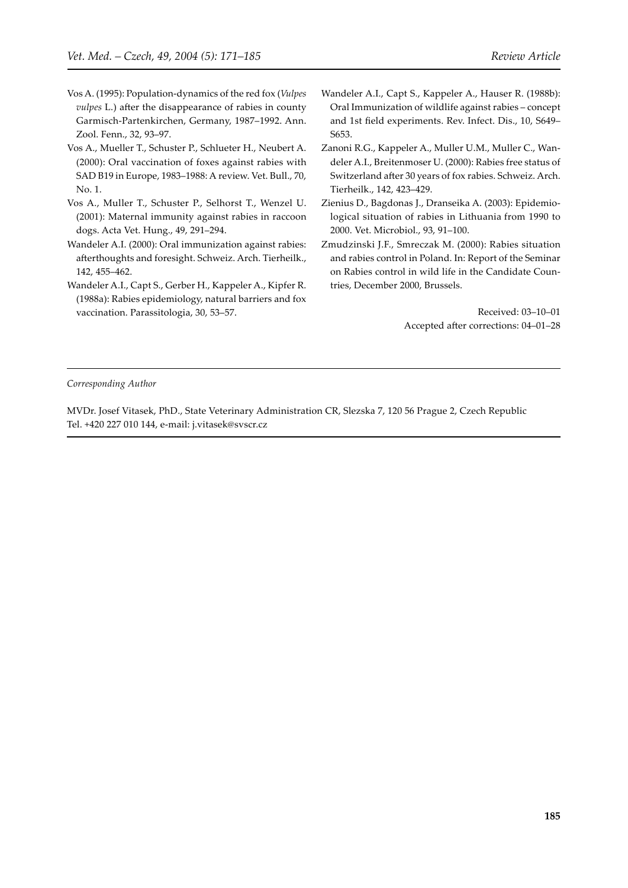Vos A. (1995): Population-dynamics of the red fox (*Vulpes vulpes* L.) after the disappearance of rabies in county Garmisch-Partenkirchen, Germany, 1987–1992. Ann. Zool. Fenn., 32, 93–97.

Vos A., Mueller T., Schuster P., Schlueter H., Neubert A. (2000): Oral vaccination of foxes against rabies with SAD B19 in Europe, 1983–1988: A review. Vet. Bull., 70, No. 1.

Vos A., Muller T., Schuster P., Selhorst T., Wenzel U. (2001): Maternal immunity against rabies in raccoon dogs. Acta Vet. Hung., 49, 291–294.

Wandeler A.I. (2000): Oral immunization against rabies: afterthoughts and foresight. Schweiz. Arch. Tierheilk., 142, 455–462.

Wandeler A.I., Capt S., Gerber H., Kappeler A., Kipfer R. (1988a): Rabies epidemiology, natural barriers and fox vaccination. Parassitologia, 30, 53–57.

Wandeler A.I., Capt S., Kappeler A., Hauser R. (1988b): Oral Immunization of wildlife against rabies – concept and 1st field experiments. Rev. Infect. Dis., 10, S649–S653.

Zanoni R.G., Kappeler A., Muller U.M., Muller C., Wandeler A.I., Breitenmoser U. (2000): Rabies free status of Switzerland after 30 years of fox rabies. Schweiz. Arch. Tierheilk., 142, 423–429.

Zienius D., Bagdonas J., Dranseika A. (2003): Epidemiological situation of rabies in Lithuania from 1990 to 2000. Vet. Microbiol., 93, 91–100.

Zmudzinski J.F., Smreczak M. (2000): Rabies situation and rabies control in Poland. In: Report of the Seminar on Rabies control in wild life in the Candidate Countries, December 2000, Brussels.

Received: 03–10–01
Accepted after corrections: 04–01–28

*Corresponding Author*

MVDr. Josef Vitasek, PhD., State Veterinary Administration CR, Slezska 7, 120 56 Prague 2, Czech Republic
Tel. +420 227 010 144, e-mail: j.vitasek@svscr.cz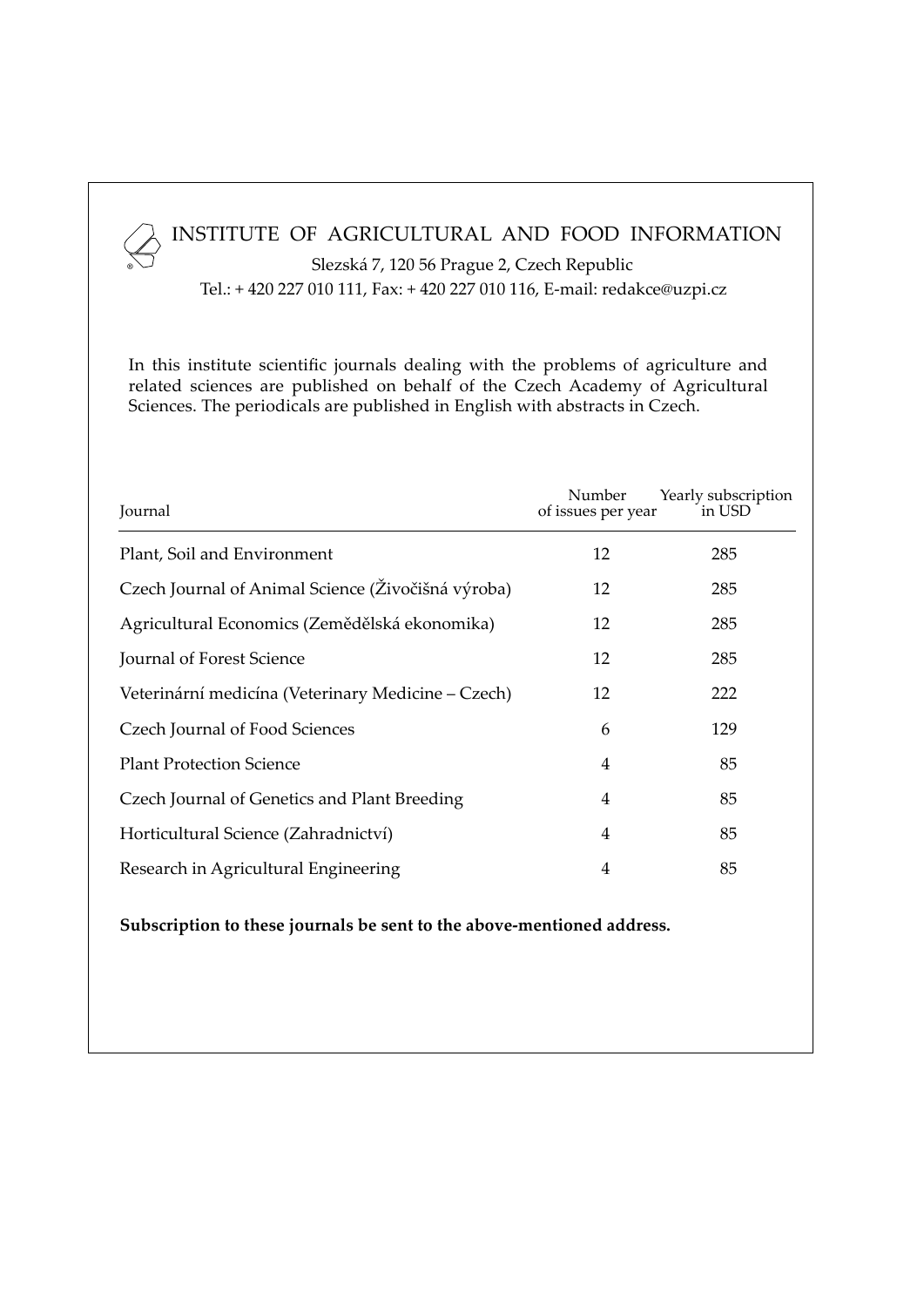# INSTITUTE OF AGRICULTURAL AND FOOD INFORMATION

Slezská 7, 120 56 Prague 2, Czech Republic

Tel.: + 420 227 010 111, Fax: + 420 227 010 116, E-mail: redakce@uzpi.cz

In this institute scientific journals dealing with the problems of agriculture and related sciences are published on behalf of the Czech Academy of Agricultural Sciences. The periodicals are published in English with abstracts in Czech.

| Journal | Number of issues per year | Yearly subscription in USD |
|---|---|---|
| Plant, Soil and Environment | 12 | 285 |
| Czech Journal of Animal Science (Živočišná výroba) | 12 | 285 |
| Agricultural Economics (Zemědělská ekonomika) | 12 | 285 |
| Journal of Forest Science | 12 | 285 |
| Veterinární medicína (Veterinary Medicine – Czech) | 12 | 222 |
| Czech Journal of Food Sciences | 6 | 129 |
| Plant Protection Science | 4 | 85 |
| Czech Journal of Genetics and Plant Breeding | 4 | 85 |
| Horticultural Science (Zahradnictví) | 4 | 85 |
| Research in Agricultural Engineering | 4 | 85 |

**Subscription to these journals be sent to the above-mentioned address.**